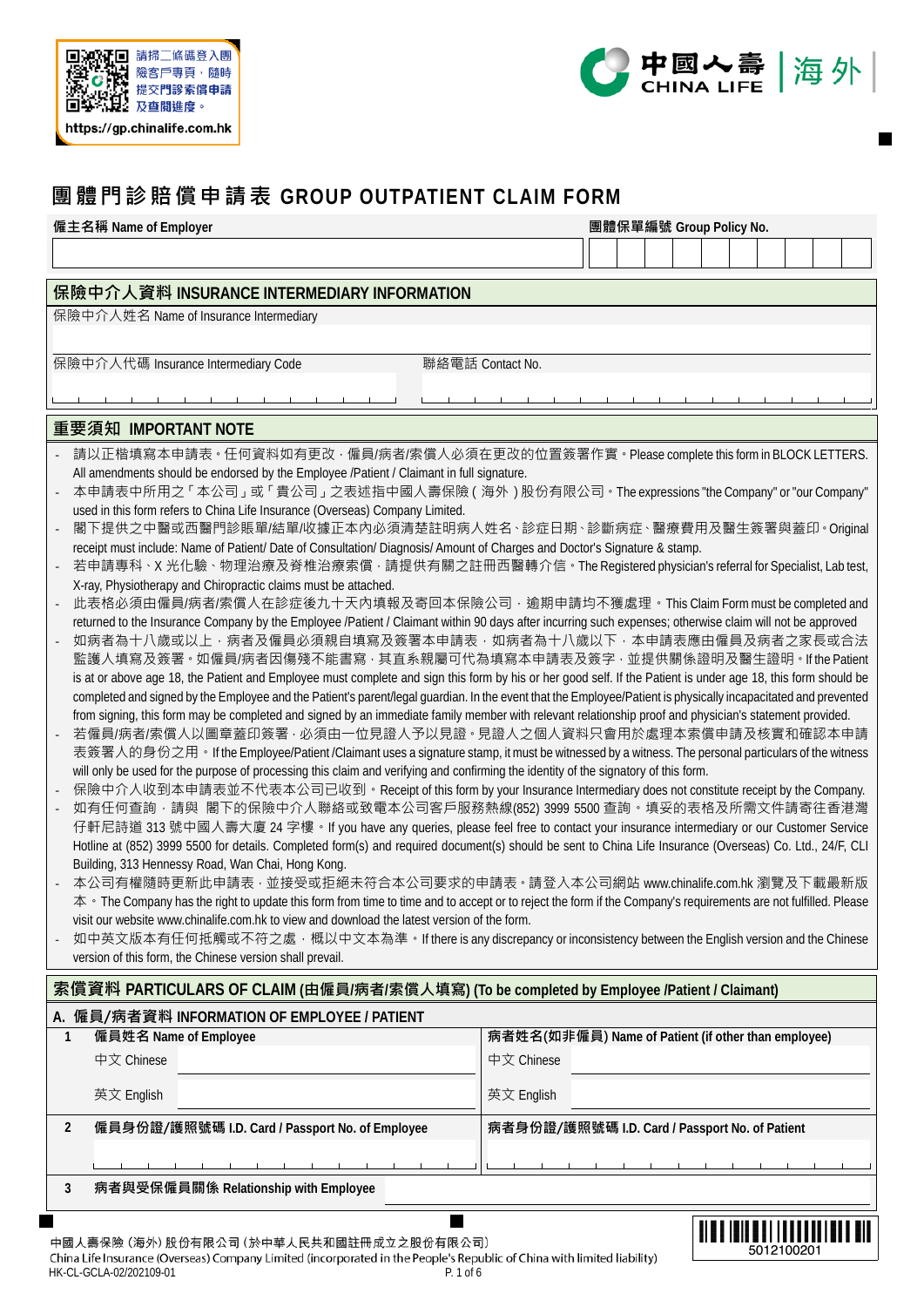請掃二條碼登入團險客戶專頁，隨時提交門診索償申請及查閱進度。
https://gp.chinalife.com.hk

中國人壽 CHINA LIFE | 海外

# 團體門診賠償申請表 GROUP OUTPATIENT CLAIM FORM

| 僱主名稱 Name of Employer | 團體保單編號 Group Policy No. |
|---|---|
| | |

## 保險中介人資料 INSURANCE INTERMEDIARY INFORMATION

保險中介人姓名 Name of Insurance Intermediary

| 保險中介人代碼 Insurance Intermediary Code | 聯絡電話 Contact No. |
|---|---|
| | |

## 重要須知 IMPORTANT NOTE

- 請以正楷填寫本申請表。任何資料如有更改，僱員/病者/索償人必須在更改的位置簽署作實。Please complete this form in BLOCK LETTERS. All amendments should be endorsed by the Employee /Patient / Claimant in full signature.
- 本申請表中所用之「本公司」或「貴公司」之表述指中國人壽保險（海外）股份有限公司。The expressions "the Company" or "our Company" used in this form refers to China Life Insurance (Overseas) Company Limited.
- 閣下提供之中醫或西醫門診賬單/結單/收據正本內必須清楚註明病人姓名、診症日期、診斷病症、醫療費用及醫生簽署與蓋印。Original receipt must include: Name of Patient/ Date of Consultation/ Diagnosis/ Amount of Charges and Doctor's Signature & stamp.
- 若申請專科、X 光化驗、物理治療及脊椎治療索償，請提供有關之註冊西醫轉介信。The Registered physician's referral for Specialist, Lab test, X-ray, Physiotherapy and Chiropractic claims must be attached.
- 此表格必須由僱員/病者/索償人在診症後九十天內填報及寄回本保險公司，逾期申請均不獲處理。This Claim Form must be completed and returned to the Insurance Company by the Employee /Patient / Claimant within 90 days after incurring such expenses; otherwise claim will not be approved
- 如病者為十八歲或以上，病者及僱員必須親自填寫及簽署本申請表，如病者為十八歲以下，本申請表應由僱員及病者之家長或合法監護人填寫及簽署。如僱員/病者因傷殘不能書寫，其直系親屬可代為填寫本申請表及簽字，並提供關係證明及醫生證明。If the Patient is at or above age 18, the Patient and Employee must complete and sign this form by his or her good self. If the Patient is under age 18, this form should be completed and signed by the Employee and the Patient's parent/legal guardian. In the event that the Employee/Patient is physically incapacitated and prevented from signing, this form may be completed and signed by an immediate family member with relevant relationship proof and physician's statement provided.
- 若僱員/病者/索償人以圖章蓋印簽署，必須由一位見證人予以見證。見證人之個人資料只會用於處理本索償申請及核實和確認本申請表簽署人的身份之用。If the Employee/Patient /Claimant uses a signature stamp, it must be witnessed by a witness. The personal particulars of the witness will only be used for the purpose of processing this claim and verifying and confirming the identity of the signatory of this form.
- 保險中介人收到本申請表並不代表本公司已收到。Receipt of this form by your Insurance Intermediary does not constitute receipt by the Company.
- 如有任何查詢，請與 閣下的保險中介人聯絡或致電本公司客戶服務熱線(852) 3999 5500 查詢。填妥的表格及所需文件請寄往香港灣仔軒尼詩道 313 號中國人壽大廈 24 字樓。If you have any queries, please feel free to contact your insurance intermediary or our Customer Service Hotline at (852) 3999 5500 for details. Completed form(s) and required document(s) should be sent to China Life Insurance (Overseas) Co. Ltd., 24/F, CLI Building, 313 Hennessy Road, Wan Chai, Hong Kong.
- 本公司有權隨時更新此申請表，並接受或拒絕未符合本公司要求的申請表。請登入本公司網站 www.chinalife.com.hk 瀏覽及下載最新版本。The Company has the right to update this form from time to time and to accept or to reject the form if the Company's requirements are not fulfilled. Please visit our website www.chinalife.com.hk to view and download the latest version of the form.
- 如中英文版本有任何抵觸或不符之處，概以中文本為準。If there is any discrepancy or inconsistency between the English version and the Chinese version of this form, the Chinese version shall prevail.

## 索償資料 PARTICULARS OF CLAIM (由僱員/病者/索償人填寫) (To be completed by Employee /Patient / Claimant)

### A. 僱員/病者資料 INFORMATION OF EMPLOYEE / PATIENT

| | | |
|---|---|---|
| 1 | **僱員姓名 Name of Employee**<br>中文 Chinese<br>英文 English | **病者姓名(如非僱員) Name of Patient (if other than employee)**<br>中文 Chinese<br>英文 English |
| 2 | **僱員身份證/護照號碼 I.D. Card / Passport No. of Employee** | **病者身份證/護照號碼 I.D. Card / Passport No. of Patient** |
| 3 | **病者與受保僱員關係 Relationship with Employee** | |

中國人壽保險（海外）股份有限公司（於中華人民共和國註冊成立之股份有限公司）
China Life Insurance (Overseas) Company Limited (incorporated in the People's Republic of China with limited liability)
HK-CL-GCLA-02/202109-01

5012100201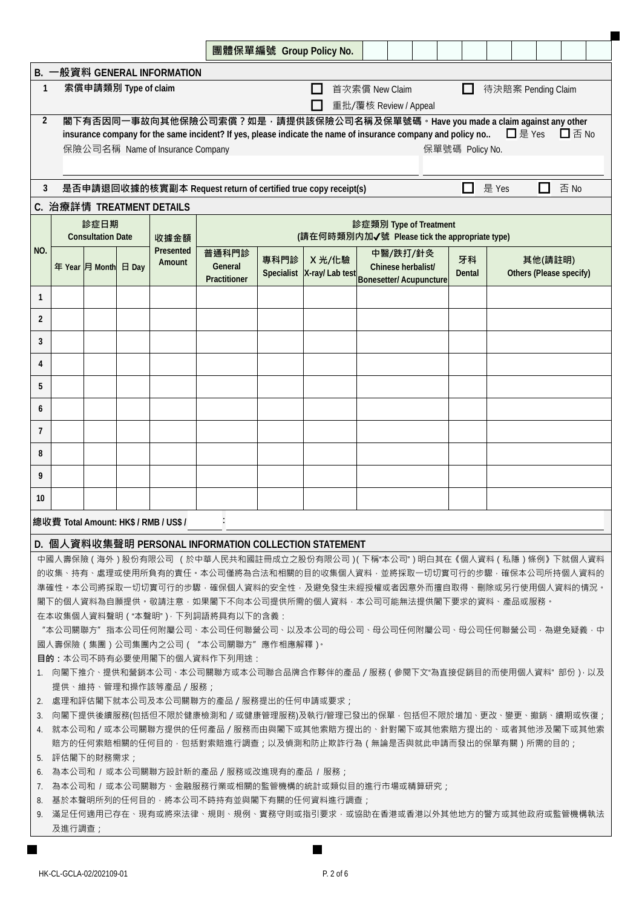團體保單編號 Group Policy No. | | | | | | | | | | |

## B. 一般資料 GENERAL INFORMATION

**1 索償申請類別 Type of claim**

☐ 首次索償 New Claim ☐ 待決賠案 Pending Claim

☐ 重批/覆核 Review / Appeal

**2 閣下有否因同一事故向其他保險公司索償？如是，請提供該保險公司名稱及保單號碼。Have you made a claim against any other insurance company for the same incident? If yes, please indicate the name of insurance company and policy no..** ☐ 是 Yes ☐ 否 No

保險公司名稱 Name of Insurance Company ________________ 保單號碼 Policy No. ________________

**3 是否申請退回收據的核實副本 Request return of certified true copy receipt(s)** ☐ 是 Yes ☐ 否 No

## C. 治療詳情 TREATMENT DETAILS

| NO. | 診症日期 Consultation Date | | | 收據金額 Presented Amount | 診症類別 Type of Treatment (請在何時類別內加✓號 Please tick the appropriate type) | | | | | |
|---|---|---|---|---|---|---|---|---|---|---|
| | 年 Year | 月 Month | 日 Day | | 普通科門診 General Practitioner | 專科門診 Specialist | X 光/化驗 X-ray/ Lab test | 中醫/跌打/針灸 Chinese herbalist/ Bonesetter/ Acupuncture | 牙科 Dental | 其他(請註明) Others (Please specify) |
| 1 | | | | | | | | | | |
| 2 | | | | | | | | | | |
| 3 | | | | | | | | | | |
| 4 | | | | | | | | | | |
| 5 | | | | | | | | | | |
| 6 | | | | | | | | | | |
| 7 | | | | | | | | | | |
| 8 | | | | | | | | | | |
| 9 | | | | | | | | | | |
| 10 | | | | | | | | | | |

**總收費 Total Amount: HK$ / RMB / US$ /** ________ : ________________

## D. 個人資料收集聲明 PERSONAL INFORMATION COLLECTION STATEMENT

中國人壽保險（海外）股份有限公司 （於中華人民共和國註冊成立之股份有限公司）(下稱"本公司")明白其在《個人資料（私隱）條例》下就個人資料的收集、持有、處理或使用所負有的責任。本公司僅將為合法和相關的目的收集個人資料，並將採取一切切實可行的步驟，確保本公司所持個人資料的準確性。本公司將採取一切切實可行的步驟，確保個人資料的安全性，及避免發生未經授權或者因意外而擅自取得、刪除或另行使用個人資料的情況。閣下的個人資料為自願提供。敬請注意，如果閣下不向本公司提供所需的個人資料，本公司可能無法提供閣下要求的資料、產品或服務。

在本收集個人資料聲明（"本聲明"）, 下列詞語將具有以下的含義：

"本公司關聯方"指本公司任何附屬公司、本公司任何聯營公司、以及本公司的母公司、母公司任何附屬公司、母公司任何聯營公司，為避免疑義，中國人壽保險（集團）公司集團內之公司（ "本公司關聯方" 應作相應解釋）。

**目的：**本公司不時有必要使用閣下的個人資料作下列用途：

1. 向閣下推介、提供和營銷本公司、本公司關聯方或本公司聯合品牌合作夥伴的產品／服務（參閱下文"為直接促銷目的而使用個人資料" 部份）, 以及提供、維持、管理和操作該等產品／服務；
2. 處理和評估閣下就本公司及本公司關聯方的產品／服務提出的任何申請或要求；
3. 向閣下提供後續服務(包括但不限於健康檢測和／或健康管理服務)及執行/管理已發出的保單，包括但不限於增加、更改、變更、撤銷、續期或恢復；
4. 就本公司和／或本公司關聯方提供的任何產品／服務而由與閣下或其他索賠方提出的、針對閣下或其他索賠方提出的、或者其他涉及閣下或其他索賠方的任何索賠相關的任何目的，包括對索賠進行調查；以及偵測和防止欺詐行為（無論是否與就此申請而發出的保單有關）所需的目的；
5. 評估閣下的財務需求；
6. 為本公司和 / 或本公司關聯方設計新的產品／服務或改進現有的產品 / 服務；
7. 為本公司和 / 或本公司關聯方、金融服務行業或相關的監管機構的統計或類似目的進行市場或精算研究；
8. 基於本聲明所列的任何目的，將本公司不時持有並與閣下有關的任何資料進行調查；
9. 滿足任何適用已存在、現有或將來法律、規則、規例、實務守則或指引要求，或協助在香港或香港以外其他地方的警方或其他政府或監管機構執法及進行調查；

HK-CL-GCLA-02/202109-01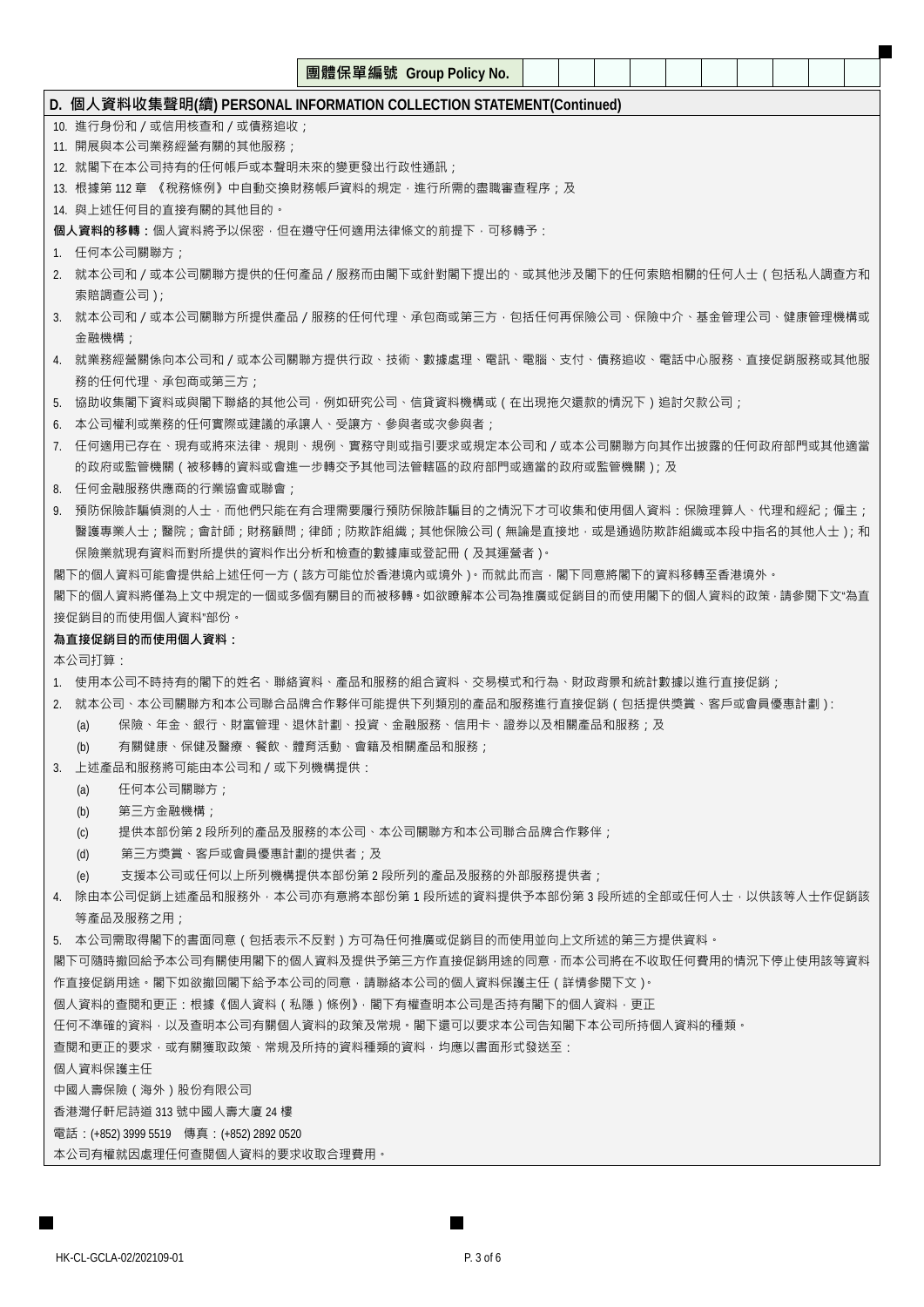團體保單編號 Group Policy No.

## D. 個人資料收集聲明(續) PERSONAL INFORMATION COLLECTION STATEMENT(Continued)

10. 進行身份和／或信用核查和／或債務追收；
11. 開展與本公司業務經營有關的其他服務；
12. 就閣下在本公司持有的任何帳戶或本聲明未來的變更發出行政性通訊；
13. 根據第 112 章 《稅務條例》中自動交換財務帳戶資料的規定，進行所需的盡職審查程序；及
14. 與上述任何目的直接有關的其他目的。

**個人資料的移轉：**個人資料將予以保密，但在遵守任何適用法律條文的前提下，可移轉予：

1. 任何本公司關聯方；
2. 就本公司和／或本公司關聯方提供的任何產品／服務而由閣下或針對閣下提出的、或其他涉及閣下的任何索賠相關的任何人士（包括私人調查方和索賠調查公司）；
3. 就本公司和／或本公司關聯方所提供產品／服務的任何代理、承包商或第三方，包括任何再保險公司、保險中介、基金管理公司、健康管理機構或金融機構；
4. 就業務經營關係向本公司和／或本公司關聯方提供行政、技術、數據處理、電訊、電腦、支付、債務追收、電話中心服務、直接促銷服務或其他服務的任何代理、承包商或第三方；
5. 協助收集閣下資料或與閣下聯絡的其他公司，例如研究公司、信貸資料機構或（在出現拖欠還款的情況下）追討欠款公司；
6. 本公司權利或業務的任何實際或建議的承讓人、受讓方、參與者或次參與者；
7. 任何適用已存在、現有或將來法律、規則、規例、實務守則或指引要求或規定本公司和／或本公司關聯方向其作出披露的任何政府部門或其他適當的政府或監管機關（被移轉的資料或會進一步轉交予其他司法管轄區的政府部門或適當的政府或監管機關）；及
8. 任何金融服務供應商的行業協會或聯會；
9. 預防保險詐騙偵測的人士，而他們只能在有合理需要履行預防保險詐騙目的之情況下才可收集和使用個人資料：保險理算人、代理和經紀；僱主；醫護專業人士；醫院；會計師；財務顧問；律師；防欺詐組織；其他保險公司（無論是直接地，或是通過防欺詐組織或本段中指名的其他人士）；和保險業就現有資料而對所提供的資料作出分析和檢查的數據庫或登記冊（及其運營者）。

閣下的個人資料可能會提供給上述任何一方（該方可能位於香港境內或境外）。而就此而言，閣下同意將閣下的資料移轉至香港境外。

閣下的個人資料將僅為上文中規定的一個或多個有關目的而被移轉。如欲瞭解本公司為推廣或促銷目的而使用閣下的個人資料的政策，請參閱下文"為直接促銷目的而使用個人資料"部份。

**為直接促銷目的而使用個人資料：**

本公司打算：

1. 使用本公司不時持有的閣下的姓名、聯絡資料、產品和服務的組合資料、交易模式和行為、財政背景和統計數據以進行直接促銷；
2. 就本公司、本公司關聯方和本公司聯合品牌合作夥伴可能提供下列類別的產品和服務進行直接促銷（包括提供獎賞、客戶或會員優惠計劃）：
   - (a) 保險、年金、銀行、財富管理、退休計劃、投資、金融服務、信用卡、證券以及相關產品和服務；及
   - (b) 有關健康、保健及醫療、餐飲、體育活動、會籍及相關產品和服務；
3. 上述產品和服務將可能由本公司和／或下列機構提供：
   - (a) 任何本公司關聯方；
   - (b) 第三方金融機構；
   - (c) 提供本部份第 2 段所列的產品及服務的本公司、本公司關聯方和本公司聯合品牌合作夥伴；
   - (d) 第三方獎賞、客戶或會員優惠計劃的提供者；及
   - (e) 支援本公司或任何以上所列機構提供本部份第 2 段所列的產品及服務的外部服務提供者；
4. 除由本公司促銷上述產品和服務外，本公司亦有意將本部份第 1 段所述的資料提供予本部份第 3 段所述的全部或任何人士，以供該等人士作促銷該等產品及服務之用；
5. 本公司需取得閣下的書面同意（包括表示不反對）方可為任何推廣或促銷目的而使用並向上文所述的第三方提供資料。

閣下可隨時撤回給予本公司有關使用閣下的個人資料及提供予第三方作直接促銷用途的同意，而本公司將在不收取任何費用的情況下停止使用該等資料作直接促銷用途。閣下如欲撤回閣下給予本公司的同意，請聯絡本公司的個人資料保護主任（詳情參閱下文）。

個人資料的查閱和更正：根據《個人資料（私隱）條例》，閣下有權查明本公司是否持有閣下的個人資料，更正

任何不準確的資料，以及查明本公司有關個人資料的政策及常規。閣下還可以要求本公司告知閣下本公司所持個人資料的種類。

查閱和更正的要求，或有關獲取政策、常規及所持的資料種類的資料，均應以書面形式發送至：

個人資料保護主任

中國人壽保險（海外）股份有限公司

香港灣仔軒尼詩道 313 號中國人壽大廈 24 樓

電話：(+852) 3999 5519　傳真：(+852) 2892 0520

本公司有權就因處理任何查閱個人資料的要求收取合理費用。

HK-CL-GCLA-02/202109-01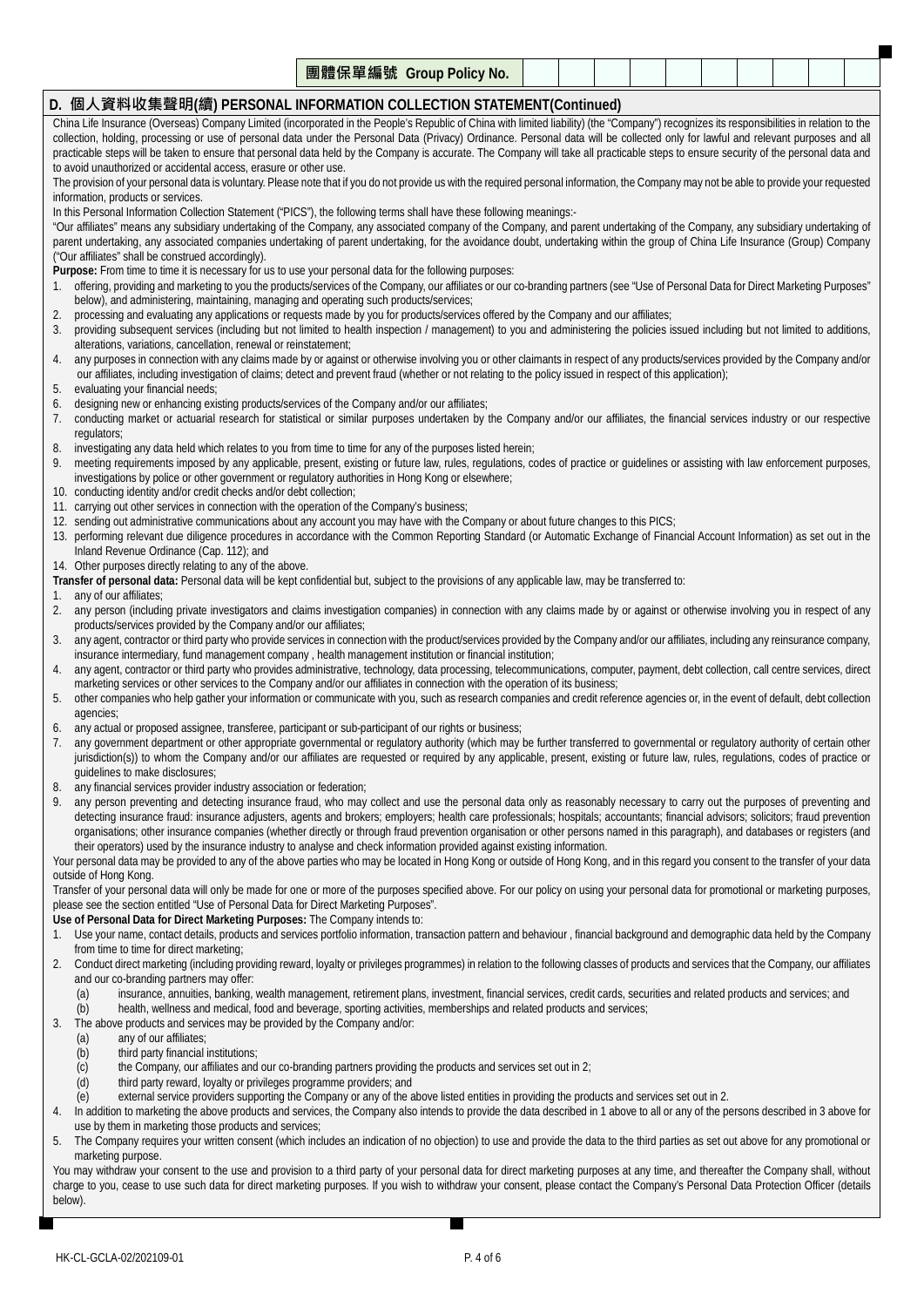| 團體保單編號 Group Policy No. | | | | | | | | | | |
|---|---|---|---|---|---|---|---|---|---|---|

## D. 個人資料收集聲明(續) PERSONAL INFORMATION COLLECTION STATEMENT(Continued)

China Life Insurance (Overseas) Company Limited (incorporated in the People's Republic of China with limited liability) (the "Company") recognizes its responsibilities in relation to the collection, holding, processing or use of personal data under the Personal Data (Privacy) Ordinance. Personal data will be collected only for lawful and relevant purposes and all practicable steps will be taken to ensure that personal data held by the Company is accurate. The Company will take all practicable steps to ensure security of the personal data and to avoid unauthorized or accidental access, erasure or other use.

The provision of your personal data is voluntary. Please note that if you do not provide us with the required personal information, the Company may not be able to provide your requested information, products or services.

In this Personal Information Collection Statement ("PICS"), the following terms shall have these following meanings:-

"Our affiliates" means any subsidiary undertaking of the Company, any associated company of the Company, and parent undertaking of the Company, any subsidiary undertaking of parent undertaking, any associated companies undertaking of parent undertaking, for the avoidance doubt, undertaking within the group of China Life Insurance (Group) Company ("Our affiliates" shall be construed accordingly).

**Purpose:** From time to time it is necessary for us to use your personal data for the following purposes:

1. offering, providing and marketing to you the products/services of the Company, our affiliates or our co-branding partners (see "Use of Personal Data for Direct Marketing Purposes" below), and administering, maintaining, managing and operating such products/services;
2. processing and evaluating any applications or requests made by you for products/services offered by the Company and our affiliates;
3. providing subsequent services (including but not limited to health inspection / management) to you and administering the policies issued including but not limited to additions, alterations, variations, cancellation, renewal or reinstatement;
4. any purposes in connection with any claims made by or against or otherwise involving you or other claimants in respect of any products/services provided by the Company and/or our affiliates, including investigation of claims; detect and prevent fraud (whether or not relating to the policy issued in respect of this application);
5. evaluating your financial needs;
6. designing new or enhancing existing products/services of the Company and/or our affiliates;
7. conducting market or actuarial research for statistical or similar purposes undertaken by the Company and/or our affiliates, the financial services industry or our respective regulators;
8. investigating any data held which relates to you from time to time for any of the purposes listed herein;
9. meeting requirements imposed by any applicable, present, existing or future law, rules, regulations, codes of practice or guidelines or assisting with law enforcement purposes, investigations by police or other government or regulatory authorities in Hong Kong or elsewhere;
10. conducting identity and/or credit checks and/or debt collection;
11. carrying out other services in connection with the operation of the Company's business;
12. sending out administrative communications about any account you may have with the Company or about future changes to this PICS;
13. performing relevant due diligence procedures in accordance with the Common Reporting Standard (or Automatic Exchange of Financial Account Information) as set out in the Inland Revenue Ordinance (Cap. 112); and
14. Other purposes directly relating to any of the above.

**Transfer of personal data:** Personal data will be kept confidential but, subject to the provisions of any applicable law, may be transferred to:

1. any of our affiliates;
2. any person (including private investigators and claims investigation companies) in connection with any claims made by or against or otherwise involving you in respect of any products/services provided by the Company and/or our affiliates;
3. any agent, contractor or third party who provide services in connection with the product/services provided by the Company and/or our affiliates, including any reinsurance company, insurance intermediary, fund management company , health management institution or financial institution;
4. any agent, contractor or third party who provides administrative, technology, data processing, telecommunications, computer, payment, debt collection, call centre services, direct marketing services or other services to the Company and/or our affiliates in connection with the operation of its business;
5. other companies who help gather your information or communicate with you, such as research companies and credit reference agencies or, in the event of default, debt collection agencies;
6. any actual or proposed assignee, transferee, participant or sub-participant of our rights or business;
7. any government department or other appropriate governmental or regulatory authority (which may be further transferred to governmental or regulatory authority of certain other jurisdiction(s)) to whom the Company and/or our affiliates are requested or required by any applicable, present, existing or future law, rules, regulations, codes of practice or guidelines to make disclosures;
8. any financial services provider industry association or federation;
9. any person preventing and detecting insurance fraud, who may collect and use the personal data only as reasonably necessary to carry out the purposes of preventing and detecting insurance fraud: insurance adjusters, agents and brokers; employers; health care professionals; hospitals; accountants; financial advisors; solicitors; fraud prevention organisations; other insurance companies (whether directly or through fraud prevention organisation or other persons named in this paragraph), and databases or registers (and their operators) used by the insurance industry to analyse and check information provided against existing information.

Your personal data may be provided to any of the above parties who may be located in Hong Kong or outside of Hong Kong, and in this regard you consent to the transfer of your data outside of Hong Kong.

Transfer of your personal data will only be made for one or more of the purposes specified above. For our policy on using your personal data for promotional or marketing purposes, please see the section entitled "Use of Personal Data for Direct Marketing Purposes".

**Use of Personal Data for Direct Marketing Purposes:** The Company intends to:

1. Use your name, contact details, products and services portfolio information, transaction pattern and behaviour , financial background and demographic data held by the Company from time to time for direct marketing;
2. Conduct direct marketing (including providing reward, loyalty or privileges programmes) in relation to the following classes of products and services that the Company, our affiliates and our co-branding partners may offer:
   - (a) insurance, annuities, banking, wealth management, retirement plans, investment, financial services, credit cards, securities and related products and services; and
   - (b) health, wellness and medical, food and beverage, sporting activities, memberships and related products and services;
3. The above products and services may be provided by the Company and/or:
   - (a) any of our affiliates;
   - (b) third party financial institutions;
   - (c) the Company, our affiliates and our co-branding partners providing the products and services set out in 2;
   - (d) third party reward, loyalty or privileges programme providers; and
   - (e) external service providers supporting the Company or any of the above listed entities in providing the products and services set out in 2.
4. In addition to marketing the above products and services, the Company also intends to provide the data described in 1 above to all or any of the persons described in 3 above for use by them in marketing those products and services;
5. The Company requires your written consent (which includes an indication of no objection) to use and provide the data to the third parties as set out above for any promotional or marketing purpose.

You may withdraw your consent to the use and provision to a third party of your personal data for direct marketing purposes at any time, and thereafter the Company shall, without charge to you, cease to use such data for direct marketing purposes. If you wish to withdraw your consent, please contact the Company's Personal Data Protection Officer (details below).

HK-CL-GCLA-02/202109-01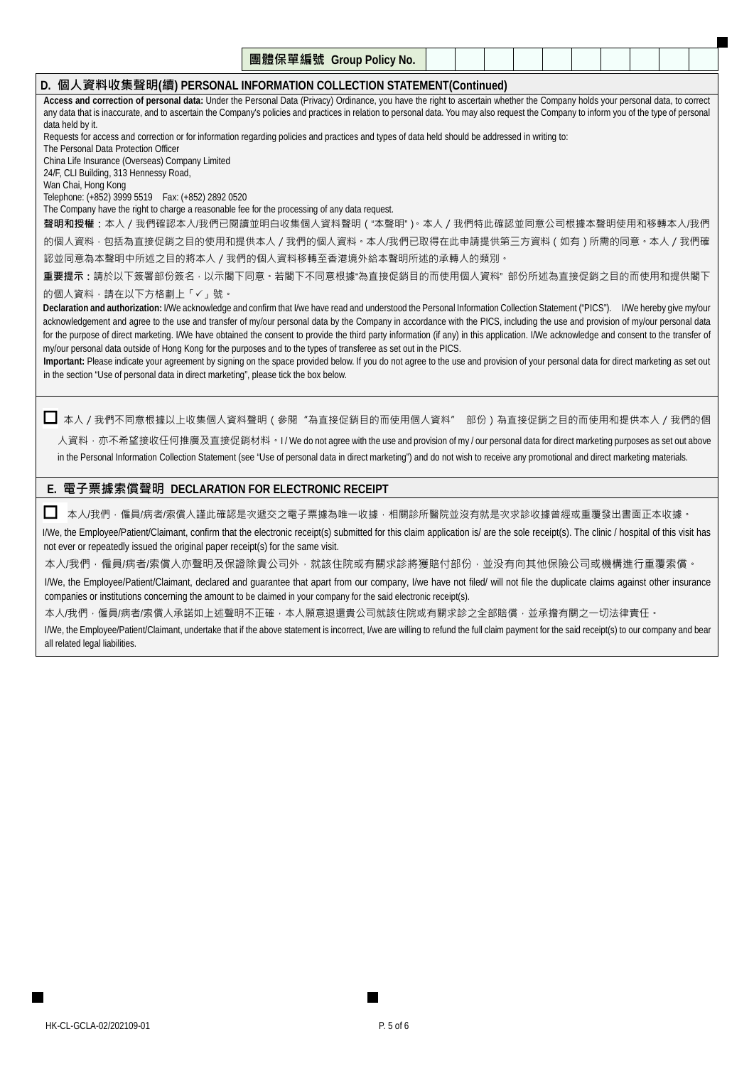**團體保單編號 Group Policy No.**

| | | | | | | | | | |
|---|---|---|---|---|---|---|---|---|---|
| | | | | | | | | | |

## D. 個人資料收集聲明(續) PERSONAL INFORMATION COLLECTION STATEMENT(Continued)

**Access and correction of personal data:** Under the Personal Data (Privacy) Ordinance, you have the right to ascertain whether the Company holds your personal data, to correct any data that is inaccurate, and to ascertain the Company's policies and practices in relation to personal data. You may also request the Company to inform you of the type of personal data held by it.

Requests for access and correction or for information regarding policies and practices and types of data held should be addressed in writing to:

The Personal Data Protection Officer
China Life Insurance (Overseas) Company Limited
24/F, CLI Building, 313 Hennessy Road,
Wan Chai, Hong Kong
Telephone: (+852) 3999 5519  Fax: (+852) 2892 0520

The Company have the right to charge a reasonable fee for the processing of any data request.

**聲明和授權**：本人／我們確認本人/我們已閱讀並明白收集個人資料聲明（"本聲明"）。本人／我們特此確認並同意公司根據本聲明使用和移轉本人/我們的個人資料，包括為直接促銷之目的使用和提供本人／我們的個人資料。本人/我們已取得在此申請提供第三方資料（如有）所需的同意。本人／我們確認並同意為本聲明中所述之目的將本人／我們的個人資料移轉至香港境外給本聲明所述的承轉人的類別。

**重要提示**：請於以下簽署部份簽名，以示閣下同意。若閣下不同意根據"為直接促銷目的而使用個人資料" 部份所述為直接促銷之目的而使用和提供閣下的個人資料，請在以下方格劃上「✓」號。

**Declaration and authorization:** I/We acknowledge and confirm that I/we have read and understood the Personal Information Collection Statement ("PICS"). I/We hereby give my/our acknowledgement and agree to the use and transfer of my/our personal data by the Company in accordance with the PICS, including the use and provision of my/our personal data for the purpose of direct marketing. I/We have obtained the consent to provide the third party information (if any) in this application. I/We acknowledge and consent to the transfer of my/our personal data outside of Hong Kong for the purposes and to the types of transferee as set out in the PICS.

**Important:** Please indicate your agreement by signing on the space provided below. If you do not agree to the use and provision of your personal data for direct marketing as set out in the section "Use of personal data in direct marketing", please tick the box below.

☐ 本人／我們不同意根據以上收集個人資料聲明（參閱 "為直接促銷目的而使用個人資料" 部份）為直接促銷之目的而使用和提供本人／我們的個人資料，亦不希望接收任何推廣及直接促銷材料。I / We do not agree with the use and provision of my / our personal data for direct marketing purposes as set out above in the Personal Information Collection Statement (see "Use of personal data in direct marketing") and do not wish to receive any promotional and direct marketing materials.

## E. 電子票據索償聲明 DECLARATION FOR ELECTRONIC RECEIPT

☐ 本人/我們，僱員/病者/索償人謹此確認是次遞交之電子票據為唯一收據，相關診所醫院並沒有就是次求診收據曾經或重覆發出書面正本收據。

I/We, the Employee/Patient/Claimant, confirm that the electronic receipt(s) submitted for this claim application is/ are the sole receipt(s). The clinic / hospital of this visit has not ever or repeatedly issued the original paper receipt(s) for the same visit.

本人/我們，僱員/病者/索償人亦聲明及保證除貴公司外，就該住院或有關求診將獲賠付部份，並沒有向其他保險公司或機構進行重覆索償。

I/We, the Employee/Patient/Claimant, declared and guarantee that apart from our company, I/we have not filed/ will not file the duplicate claims against other insurance companies or institutions concerning the amount to be claimed in your company for the said electronic receipt(s).

本人/我們，僱員/病者/索償人承諾如上述聲明不正確，本人願意退還貴公司就該住院或有關求診之全部賠償，並承擔有關之一切法律責任。

I/We, the Employee/Patient/Claimant, undertake that if the above statement is incorrect, I/we are willing to refund the full claim payment for the said receipt(s) to our company and bear all related legal liabilities.

HK-CL-GCLA-02/202109-01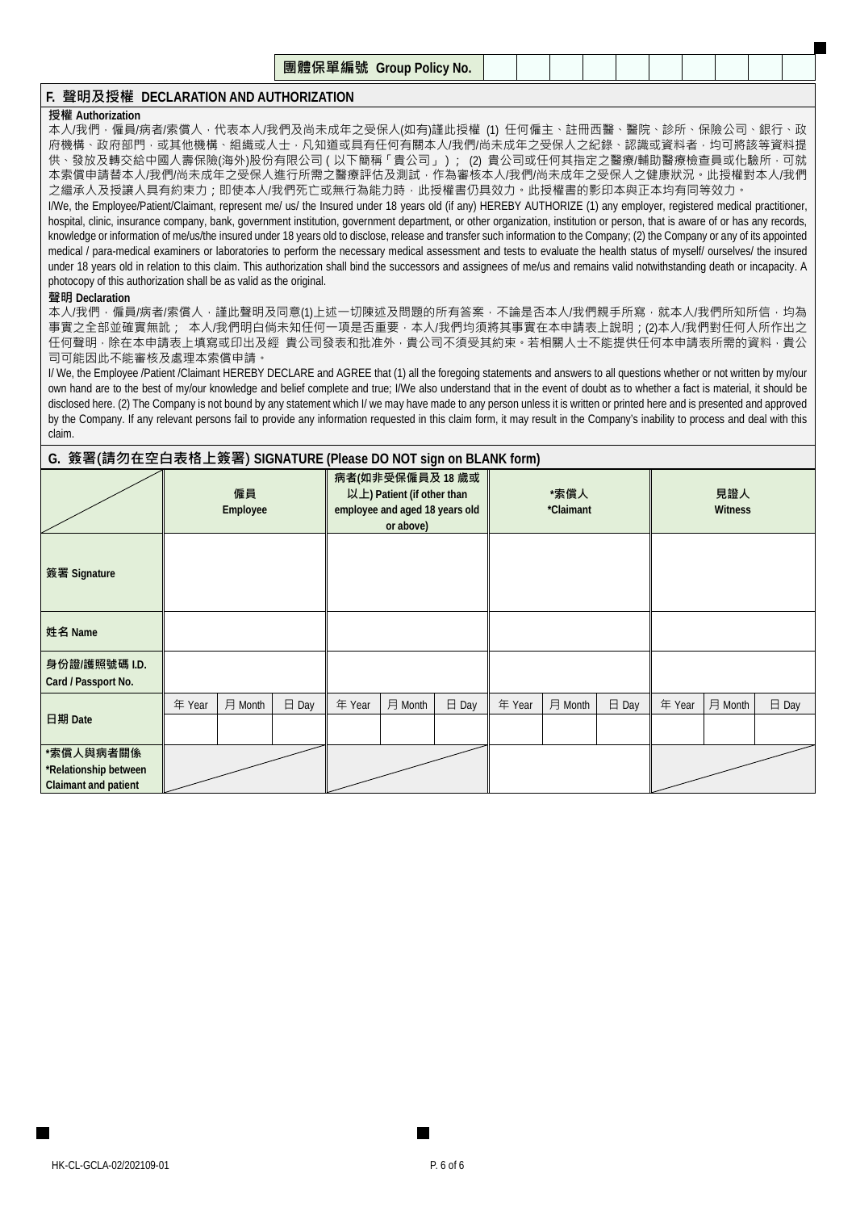團體保單編號 Group Policy No.

## F. 聲明及授權 DECLARATION AND AUTHORIZATION

### 授權 Authorization

本人/我們，僱員/病者/索償人，代表本人/我們及尚未成年之受保人(如有)謹此授權 (1) 任何僱主、註冊西醫、醫院、診所、保險公司、銀行、政府機構、政府部門，或其他機構、組織或人士，凡知道或具有任何有關本人/我們/尚未成年之受保人之紀錄、認識或資料者，均可將該等資料提供、發放及轉交給中國人壽保險(海外)股份有限公司（以下簡稱「貴公司」）；(2) 貴公司或任何其指定之醫療/輔助醫療檢查員或化驗所，可就本索償申請替本人/我們/尚未成年之受保人進行所需之醫療評估及測試，作為審核本人/我們/尚未成年之受保人之健康狀況。此授權對本人/我們之繼承人及授讓人具有約束力；即使本人/我們死亡或無行為能力時，此授權書仍具效力。此授權書的影印本與正本均有同等效力。

I/We, the Employee/Patient/Claimant, represent me/ us/ the Insured under 18 years old (if any) HEREBY AUTHORIZE (1) any employer, registered medical practitioner, hospital, clinic, insurance company, bank, government institution, government department, or other organization, institution or person, that is aware of or has any records, knowledge or information of me/us/the insured under 18 years old to disclose, release and transfer such information to the Company; (2) the Company or any of its appointed medical / para-medical examiners or laboratories to perform the necessary medical assessment and tests to evaluate the health status of myself/ ourselves/ the insured under 18 years old in relation to this claim. This authorization shall bind the successors and assignees of me/us and remains valid notwithstanding death or incapacity. A photocopy of this authorization shall be as valid as the original.

### 聲明 Declaration

本人/我們，僱員/病者/索償人，謹此聲明及同意(1)上述一切陳述及問題的所有答案，不論是否本人/我們親手所寫，就本人/我們所知所信，均為事實之全部並確實無訛； 本人/我們明白倘未知任何一項是否重要，本人/我們均須將其事實在本申請表上說明；(2)本人/我們對任何人所作出之任何聲明，除在本申請表上填寫或印出及經 貴公司發表和批准外，貴公司不須受其約束。若相關人士不能提供任何本申請表所需的資料，貴公司可能因此不能審核及處理本索償申請。

I/ We, the Employee /Patient /Claimant HEREBY DECLARE and AGREE that (1) all the foregoing statements and answers to all questions whether or not written by my/our own hand are to the best of my/our knowledge and belief complete and true; I/We also understand that in the event of doubt as to whether a fact is material, it should be disclosed here. (2) The Company is not bound by any statement which I/ we may have made to any person unless it is written or printed here and is presented and approved by the Company. If any relevant persons fail to provide any information requested in this claim form, it may result in the Company's inability to process and deal with this claim.

## G. 簽署(請勿在空白表格上簽署) SIGNATURE (Please DO NOT sign on BLANK form)

| | 僱員 Employee | | | 病者(如非受保僱員及 18 歲或以上) Patient (if other than employee and aged 18 years old or above) | | | *索償人 *Claimant | | | 見證人 Witness | | |
|---|---|---|---|---|---|---|---|---|---|---|---|---|
| 簽署 Signature | | | | | | | | | | | | |
| 姓名 Name | | | | | | | | | | | | |
| 身份證/護照號碼 I.D. Card / Passport No. | | | | | | | | | | | | |
| 日期 Date | 年 Year | 月 Month | 日 Day | 年 Year | 月 Month | 日 Day | 年 Year | 月 Month | 日 Day | 年 Year | 月 Month | 日 Day |
| | | | | | | | | | | | | |
| *索償人與病者關係 *Relationship between Claimant and patient | | | | | | | | | | | | |

HK-CL-GCLA-02/202109-01